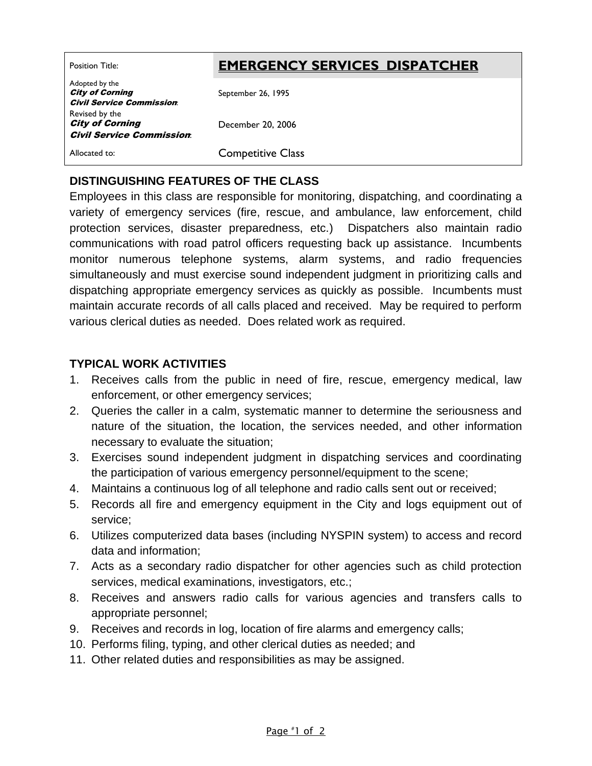| Position Title: | **EMERGENCY SERVICES DISPATCHER** |
| --- | --- |
| Adopted by the ***City of Corning Civil Service Commission***: | September 26, 1995 |
| Revised by the ***City of Corning Civil Service Commission***: | December 20, 2006 |
| Allocated to: | Competitive Class |

## DISTINGUISHING FEATURES OF THE CLASS

Employees in this class are responsible for monitoring, dispatching, and coordinating a variety of emergency services (fire, rescue, and ambulance, law enforcement, child protection services, disaster preparedness, etc.) Dispatchers also maintain radio communications with road patrol officers requesting back up assistance. Incumbents monitor numerous telephone systems, alarm systems, and radio frequencies simultaneously and must exercise sound independent judgment in prioritizing calls and dispatching appropriate emergency services as quickly as possible. Incumbents must maintain accurate records of all calls placed and received. May be required to perform various clerical duties as needed. Does related work as required.

## TYPICAL WORK ACTIVITIES

1. Receives calls from the public in need of fire, rescue, emergency medical, law enforcement, or other emergency services;
2. Queries the caller in a calm, systematic manner to determine the seriousness and nature of the situation, the location, the services needed, and other information necessary to evaluate the situation;
3. Exercises sound independent judgment in dispatching services and coordinating the participation of various emergency personnel/equipment to the scene;
4. Maintains a continuous log of all telephone and radio calls sent out or received;
5. Records all fire and emergency equipment in the City and logs equipment out of service;
6. Utilizes computerized data bases (including NYSPIN system) to access and record data and information;
7. Acts as a secondary radio dispatcher for other agencies such as child protection services, medical examinations, investigators, etc.;
8. Receives and answers radio calls for various agencies and transfers calls to appropriate personnel;
9. Receives and records in log, location of fire alarms and emergency calls;
10. Performs filing, typing, and other clerical duties as needed; and
11. Other related duties and responsibilities as may be assigned.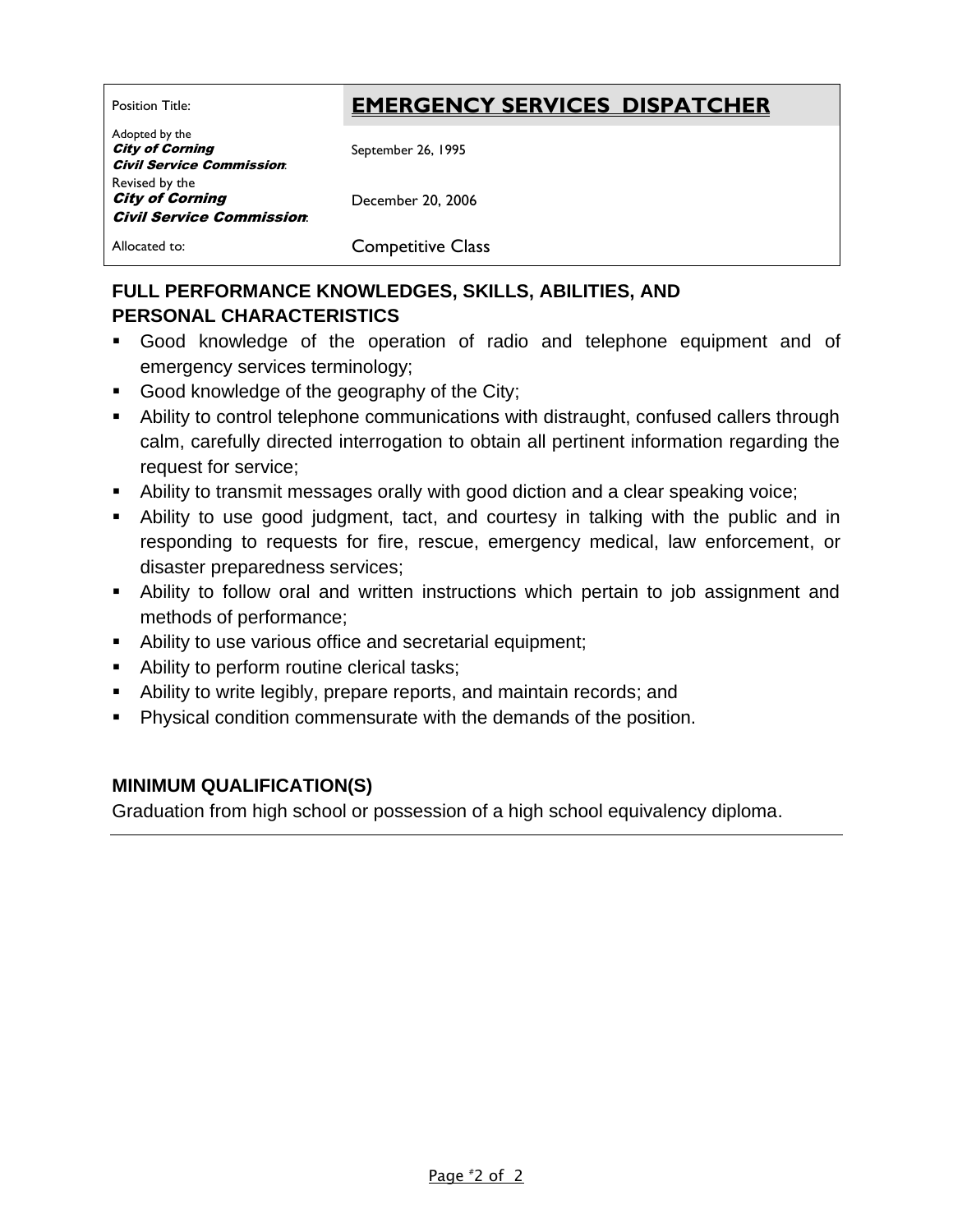| Position Title: | **EMERGENCY SERVICES DISPATCHER** |
| --- | --- |
| Adopted by the ***City of Corning Civil Service Commission***: | September 26, 1995 |
| Revised by the ***City of Corning Civil Service Commission***: | December 20, 2006 |
| Allocated to: | Competitive Class |

### FULL PERFORMANCE KNOWLEDGES, SKILLS, ABILITIES, AND PERSONAL CHARACTERISTICS

- Good knowledge of the operation of radio and telephone equipment and of emergency services terminology;
- Good knowledge of the geography of the City;
- Ability to control telephone communications with distraught, confused callers through calm, carefully directed interrogation to obtain all pertinent information regarding the request for service;
- Ability to transmit messages orally with good diction and a clear speaking voice;
- Ability to use good judgment, tact, and courtesy in talking with the public and in responding to requests for fire, rescue, emergency medical, law enforcement, or disaster preparedness services;
- Ability to follow oral and written instructions which pertain to job assignment and methods of performance;
- Ability to use various office and secretarial equipment;
- Ability to perform routine clerical tasks;
- Ability to write legibly, prepare reports, and maintain records; and
- Physical condition commensurate with the demands of the position.

### MINIMUM QUALIFICATION(S)

Graduation from high school or possession of a high school equivalency diploma.